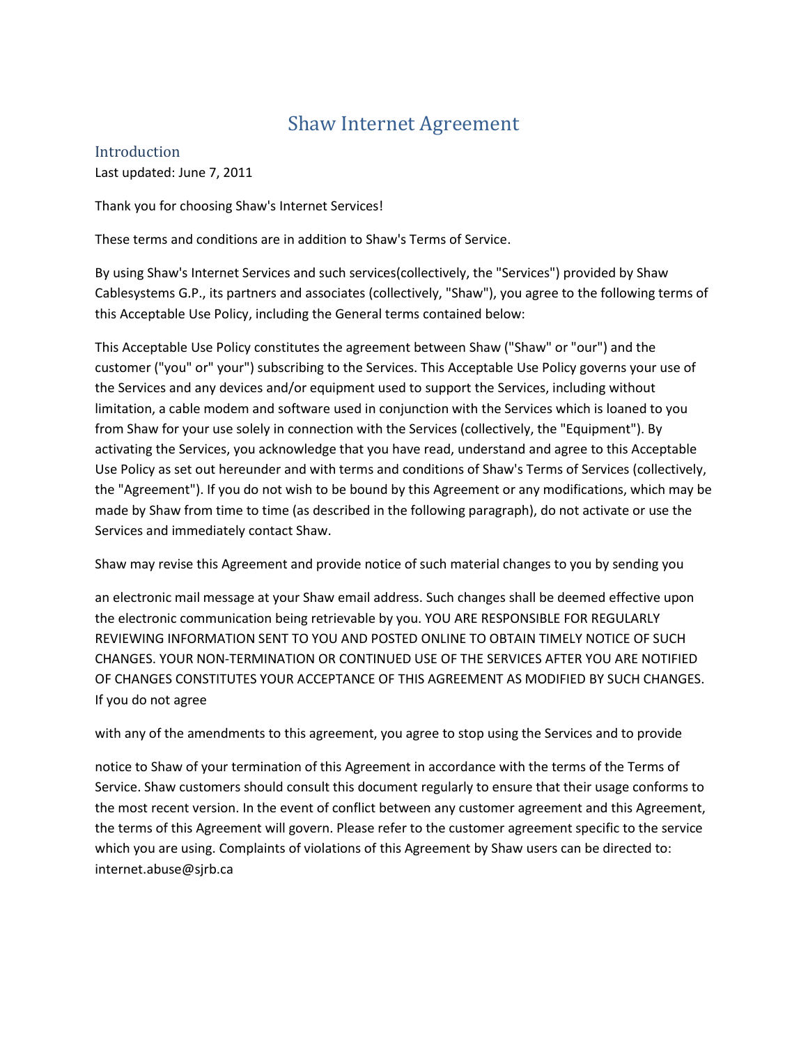# Shaw Internet Agreement

## Introduction

Last updated: June 7, 2011

Thank you for choosing Shaw's Internet Services!

These terms and conditions are in addition to Shaw's Terms of Service.

By using Shaw's Internet Services and such services(collectively, the "Services") provided by Shaw Cablesystems G.P., its partners and associates (collectively, "Shaw"), you agree to the following terms of this Acceptable Use Policy, including the General terms contained below:

This Acceptable Use Policy constitutes the agreement between Shaw ("Shaw" or "our") and the customer ("you" or" your") subscribing to the Services. This Acceptable Use Policy governs your use of the Services and any devices and/or equipment used to support the Services, including without limitation, a cable modem and software used in conjunction with the Services which is loaned to you from Shaw for your use solely in connection with the Services (collectively, the "Equipment"). By activating the Services, you acknowledge that you have read, understand and agree to this Acceptable Use Policy as set out hereunder and with terms and conditions of Shaw's Terms of Services (collectively, the "Agreement"). If you do not wish to be bound by this Agreement or any modifications, which may be made by Shaw from time to time (as described in the following paragraph), do not activate or use the Services and immediately contact Shaw.

Shaw may revise this Agreement and provide notice of such material changes to you by sending you

an electronic mail message at your Shaw email address. Such changes shall be deemed effective upon the electronic communication being retrievable by you. YOU ARE RESPONSIBLE FOR REGULARLY REVIEWING INFORMATION SENT TO YOU AND POSTED ONLINE TO OBTAIN TIMELY NOTICE OF SUCH CHANGES. YOUR NON-TERMINATION OR CONTINUED USE OF THE SERVICES AFTER YOU ARE NOTIFIED OF CHANGES CONSTITUTES YOUR ACCEPTANCE OF THIS AGREEMENT AS MODIFIED BY SUCH CHANGES. If you do not agree

with any of the amendments to this agreement, you agree to stop using the Services and to provide

notice to Shaw of your termination of this Agreement in accordance with the terms of the Terms of Service. Shaw customers should consult this document regularly to ensure that their usage conforms to the most recent version. In the event of conflict between any customer agreement and this Agreement, the terms of this Agreement will govern. Please refer to the customer agreement specific to the service which you are using. Complaints of violations of this Agreement by Shaw users can be directed to: internet.abuse@sjrb.ca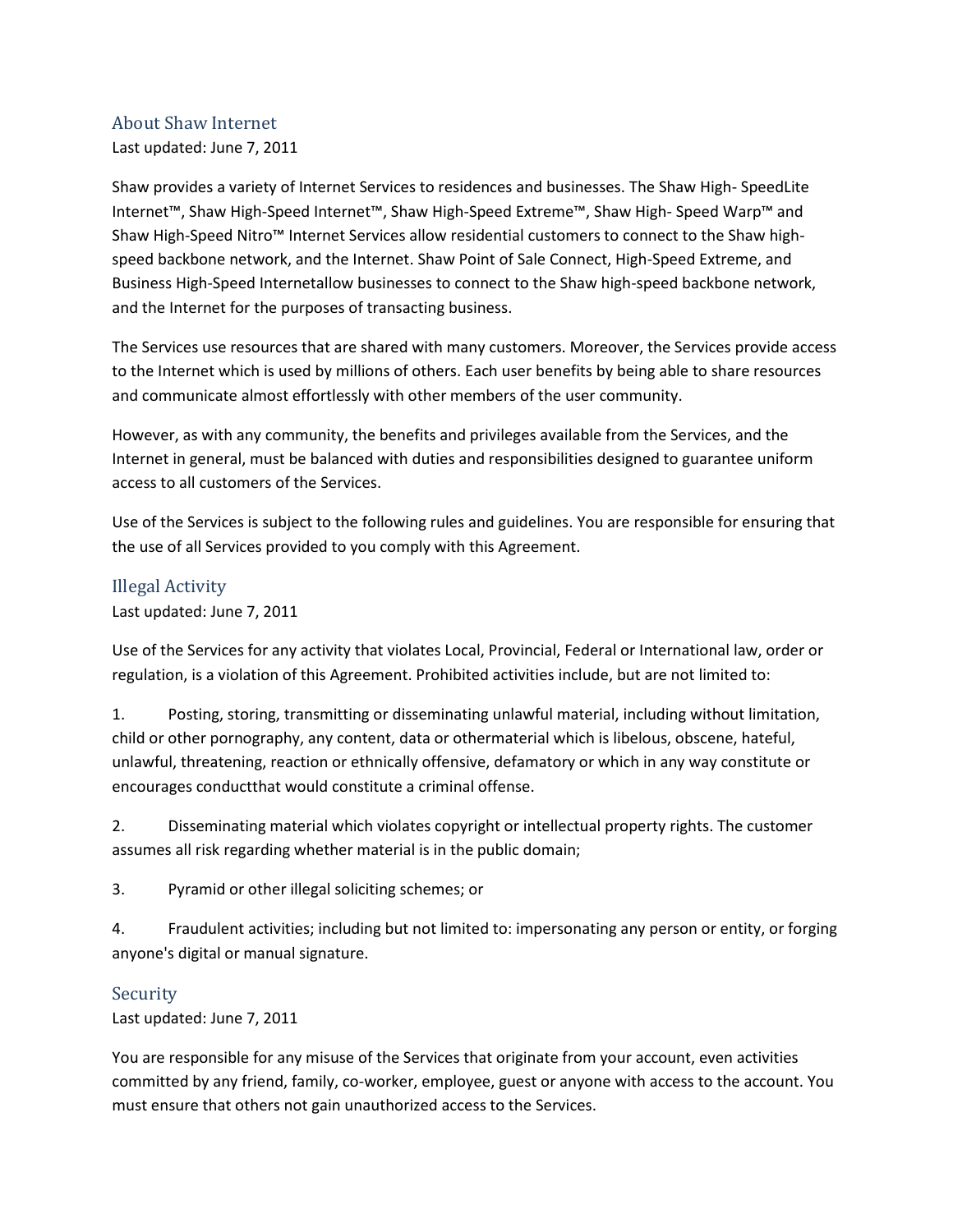## About Shaw Internet

Last updated: June 7, 2011

Shaw provides a variety of Internet Services to residences and businesses. The Shaw High- SpeedLite Internet™, Shaw High-Speed Internet™, Shaw High-Speed Extreme™, Shaw High- Speed Warp™ and Shaw High-Speed Nitro™ Internet Services allow residential customers to connect to the Shaw high-speed backbone network, and the Internet. Shaw Point of Sale Connect, High-Speed Extreme, and Business High-Speed Internetallow businesses to connect to the Shaw high-speed backbone network, and the Internet for the purposes of transacting business.

The Services use resources that are shared with many customers. Moreover, the Services provide access to the Internet which is used by millions of others. Each user benefits by being able to share resources and communicate almost effortlessly with other members of the user community.

However, as with any community, the benefits and privileges available from the Services, and the Internet in general, must be balanced with duties and responsibilities designed to guarantee uniform access to all customers of the Services.

Use of the Services is subject to the following rules and guidelines. You are responsible for ensuring that the use of all Services provided to you comply with this Agreement.

## Illegal Activity

Last updated: June 7, 2011

Use of the Services for any activity that violates Local, Provincial, Federal or International law, order or regulation, is a violation of this Agreement. Prohibited activities include, but are not limited to:

1. Posting, storing, transmitting or disseminating unlawful material, including without limitation, child or other pornography, any content, data or othermaterial which is libelous, obscene, hateful, unlawful, threatening, reaction or ethnically offensive, defamatory or which in any way constitute or encourages conductthat would constitute a criminal offense.

2. Disseminating material which violates copyright or intellectual property rights. The customer assumes all risk regarding whether material is in the public domain;

3. Pyramid or other illegal soliciting schemes; or

4. Fraudulent activities; including but not limited to: impersonating any person or entity, or forging anyone's digital or manual signature.

## Security

Last updated: June 7, 2011

You are responsible for any misuse of the Services that originate from your account, even activities committed by any friend, family, co-worker, employee, guest or anyone with access to the account. You must ensure that others not gain unauthorized access to the Services.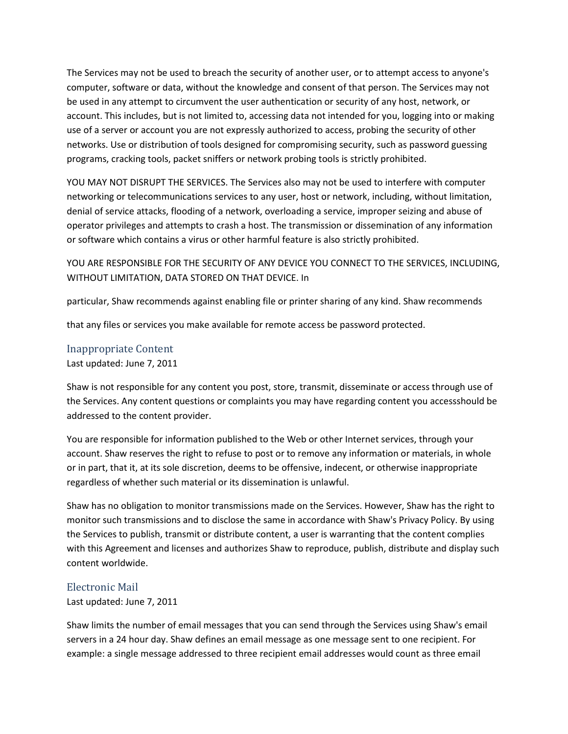The Services may not be used to breach the security of another user, or to attempt access to anyone's computer, software or data, without the knowledge and consent of that person. The Services may not be used in any attempt to circumvent the user authentication or security of any host, network, or account. This includes, but is not limited to, accessing data not intended for you, logging into or making use of a server or account you are not expressly authorized to access, probing the security of other networks. Use or distribution of tools designed for compromising security, such as password guessing programs, cracking tools, packet sniffers or network probing tools is strictly prohibited.

YOU MAY NOT DISRUPT THE SERVICES. The Services also may not be used to interfere with computer networking or telecommunications services to any user, host or network, including, without limitation, denial of service attacks, flooding of a network, overloading a service, improper seizing and abuse of operator privileges and attempts to crash a host. The transmission or dissemination of any information or software which contains a virus or other harmful feature is also strictly prohibited.

YOU ARE RESPONSIBLE FOR THE SECURITY OF ANY DEVICE YOU CONNECT TO THE SERVICES, INCLUDING, WITHOUT LIMITATION, DATA STORED ON THAT DEVICE. In

particular, Shaw recommends against enabling file or printer sharing of any kind. Shaw recommends

that any files or services you make available for remote access be password protected.

## Inappropriate Content

Last updated: June 7, 2011

Shaw is not responsible for any content you post, store, transmit, disseminate or access through use of the Services. Any content questions or complaints you may have regarding content you accessshould be addressed to the content provider.

You are responsible for information published to the Web or other Internet services, through your account. Shaw reserves the right to refuse to post or to remove any information or materials, in whole or in part, that it, at its sole discretion, deems to be offensive, indecent, or otherwise inappropriate regardless of whether such material or its dissemination is unlawful.

Shaw has no obligation to monitor transmissions made on the Services. However, Shaw has the right to monitor such transmissions and to disclose the same in accordance with Shaw's Privacy Policy. By using the Services to publish, transmit or distribute content, a user is warranting that the content complies with this Agreement and licenses and authorizes Shaw to reproduce, publish, distribute and display such content worldwide.

## Electronic Mail

Last updated: June 7, 2011

Shaw limits the number of email messages that you can send through the Services using Shaw's email servers in a 24 hour day. Shaw defines an email message as one message sent to one recipient. For example: a single message addressed to three recipient email addresses would count as three email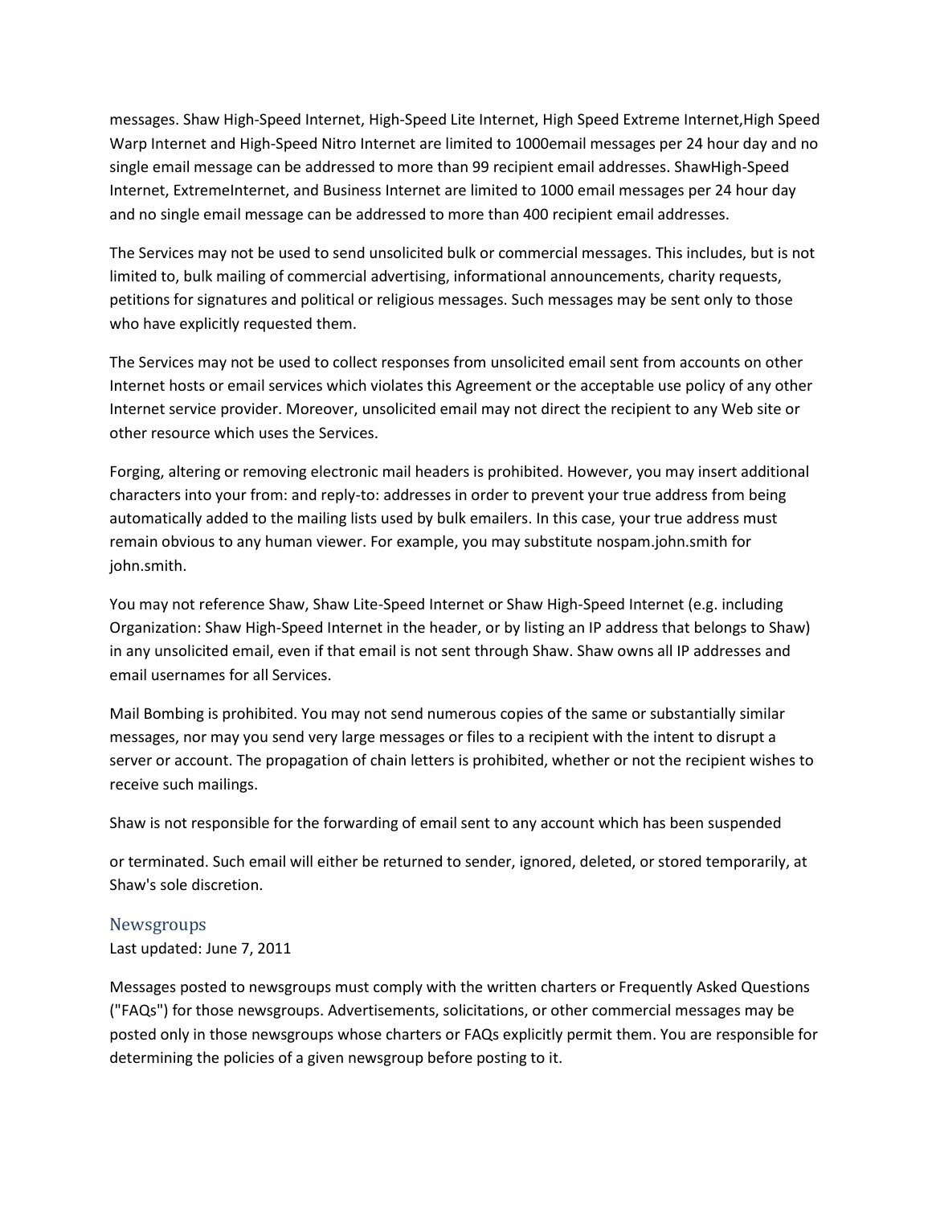messages. Shaw High-Speed Internet, High-Speed Lite Internet, High Speed Extreme Internet,High Speed Warp Internet and High-Speed Nitro Internet are limited to 1000email messages per 24 hour day and no single email message can be addressed to more than 99 recipient email addresses. ShawHigh-Speed Internet, ExtremeInternet, and Business Internet are limited to 1000 email messages per 24 hour day and no single email message can be addressed to more than 400 recipient email addresses.

The Services may not be used to send unsolicited bulk or commercial messages. This includes, but is not limited to, bulk mailing of commercial advertising, informational announcements, charity requests, petitions for signatures and political or religious messages. Such messages may be sent only to those who have explicitly requested them.

The Services may not be used to collect responses from unsolicited email sent from accounts on other Internet hosts or email services which violates this Agreement or the acceptable use policy of any other Internet service provider. Moreover, unsolicited email may not direct the recipient to any Web site or other resource which uses the Services.

Forging, altering or removing electronic mail headers is prohibited. However, you may insert additional characters into your from: and reply-to: addresses in order to prevent your true address from being automatically added to the mailing lists used by bulk emailers. In this case, your true address must remain obvious to any human viewer. For example, you may substitute nospam.john.smith for john.smith.

You may not reference Shaw, Shaw Lite-Speed Internet or Shaw High-Speed Internet (e.g. including Organization: Shaw High-Speed Internet in the header, or by listing an IP address that belongs to Shaw) in any unsolicited email, even if that email is not sent through Shaw. Shaw owns all IP addresses and email usernames for all Services.

Mail Bombing is prohibited. You may not send numerous copies of the same or substantially similar messages, nor may you send very large messages or files to a recipient with the intent to disrupt a server or account. The propagation of chain letters is prohibited, whether or not the recipient wishes to receive such mailings.

Shaw is not responsible for the forwarding of email sent to any account which has been suspended

or terminated. Such email will either be returned to sender, ignored, deleted, or stored temporarily, at Shaw's sole discretion.

## Newsgroups

Last updated: June 7, 2011

Messages posted to newsgroups must comply with the written charters or Frequently Asked Questions ("FAQs") for those newsgroups. Advertisements, solicitations, or other commercial messages may be posted only in those newsgroups whose charters or FAQs explicitly permit them. You are responsible for determining the policies of a given newsgroup before posting to it.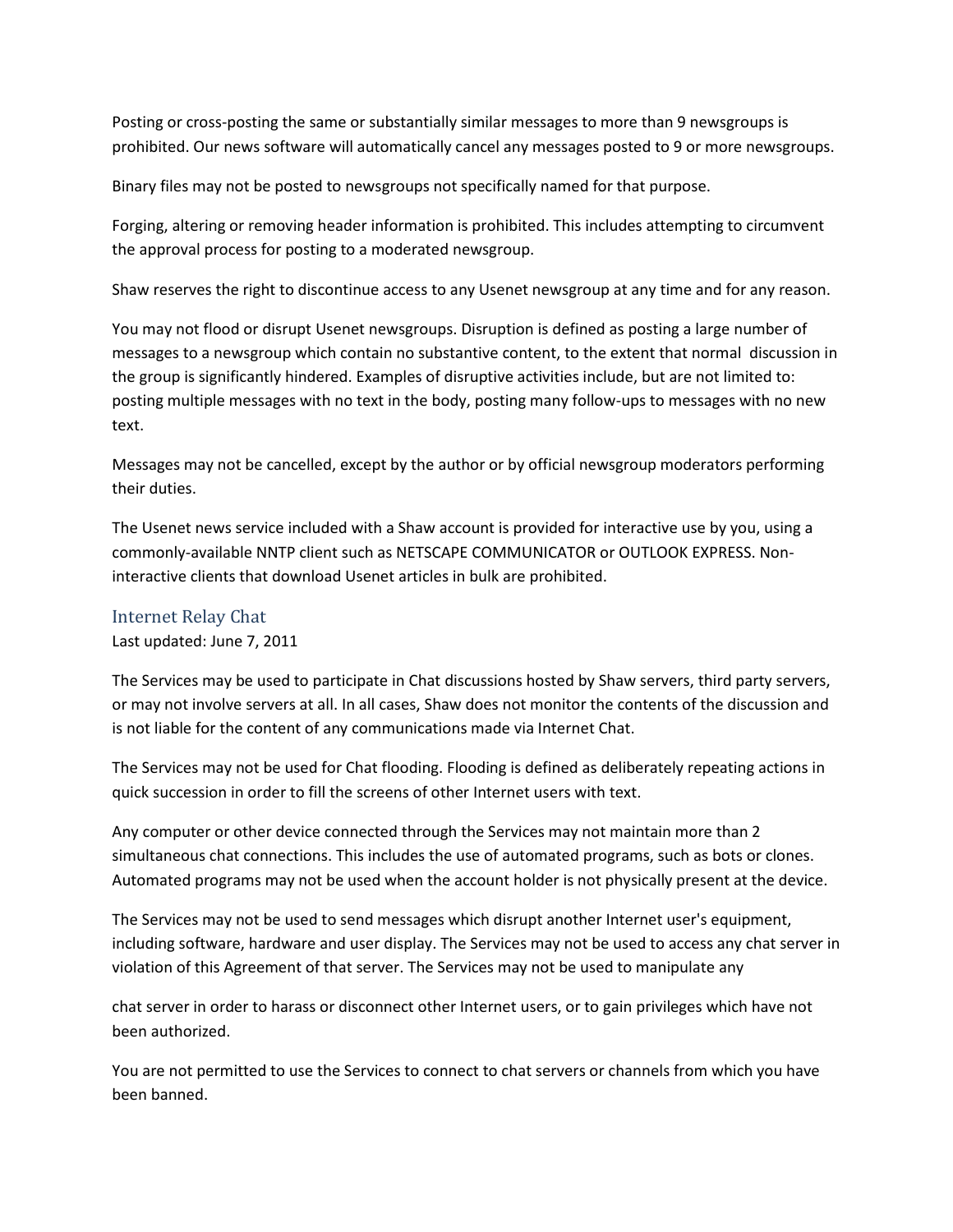Posting or cross-posting the same or substantially similar messages to more than 9 newsgroups is prohibited. Our news software will automatically cancel any messages posted to 9 or more newsgroups.

Binary files may not be posted to newsgroups not specifically named for that purpose.

Forging, altering or removing header information is prohibited. This includes attempting to circumvent the approval process for posting to a moderated newsgroup.

Shaw reserves the right to discontinue access to any Usenet newsgroup at any time and for any reason.

You may not flood or disrupt Usenet newsgroups. Disruption is defined as posting a large number of messages to a newsgroup which contain no substantive content, to the extent that normal discussion in the group is significantly hindered. Examples of disruptive activities include, but are not limited to: posting multiple messages with no text in the body, posting many follow-ups to messages with no new text.

Messages may not be cancelled, except by the author or by official newsgroup moderators performing their duties.

The Usenet news service included with a Shaw account is provided for interactive use by you, using a commonly-available NNTP client such as NETSCAPE COMMUNICATOR or OUTLOOK EXPRESS. Non-interactive clients that download Usenet articles in bulk are prohibited.

## Internet Relay Chat

Last updated: June 7, 2011

The Services may be used to participate in Chat discussions hosted by Shaw servers, third party servers, or may not involve servers at all. In all cases, Shaw does not monitor the contents of the discussion and is not liable for the content of any communications made via Internet Chat.

The Services may not be used for Chat flooding. Flooding is defined as deliberately repeating actions in quick succession in order to fill the screens of other Internet users with text.

Any computer or other device connected through the Services may not maintain more than 2 simultaneous chat connections. This includes the use of automated programs, such as bots or clones. Automated programs may not be used when the account holder is not physically present at the device.

The Services may not be used to send messages which disrupt another Internet user's equipment, including software, hardware and user display. The Services may not be used to access any chat server in violation of this Agreement of that server. The Services may not be used to manipulate any chat server in order to harass or disconnect other Internet users, or to gain privileges which have not been authorized.

You are not permitted to use the Services to connect to chat servers or channels from which you have been banned.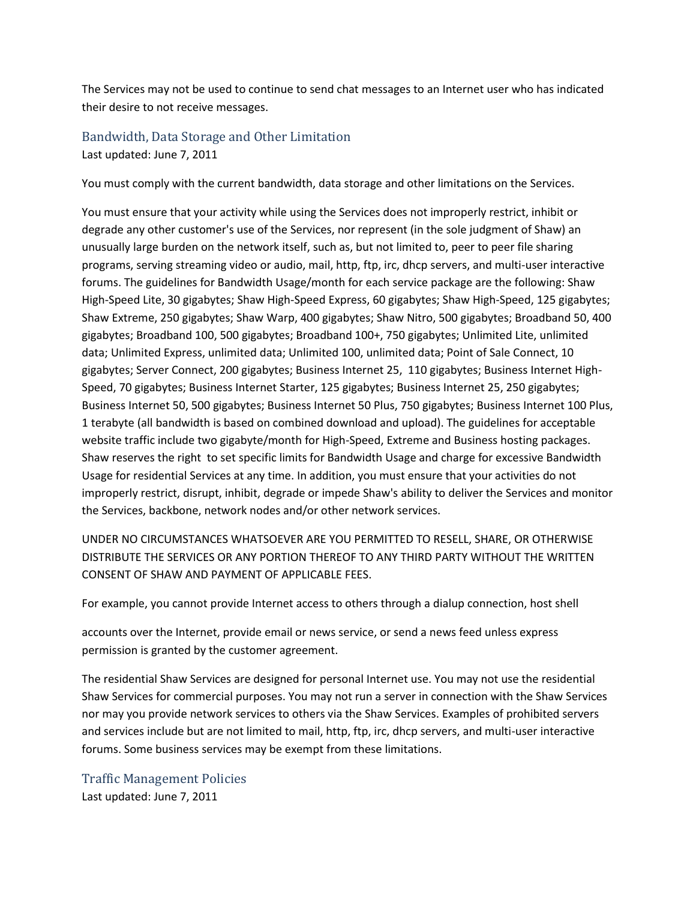The Services may not be used to continue to send chat messages to an Internet user who has indicated their desire to not receive messages.

## Bandwidth, Data Storage and Other Limitation

Last updated: June 7, 2011

You must comply with the current bandwidth, data storage and other limitations on the Services.

You must ensure that your activity while using the Services does not improperly restrict, inhibit or degrade any other customer's use of the Services, nor represent (in the sole judgment of Shaw) an unusually large burden on the network itself, such as, but not limited to, peer to peer file sharing programs, serving streaming video or audio, mail, http, ftp, irc, dhcp servers, and multi-user interactive forums. The guidelines for Bandwidth Usage/month for each service package are the following: Shaw High-Speed Lite, 30 gigabytes; Shaw High-Speed Express, 60 gigabytes; Shaw High-Speed, 125 gigabytes; Shaw Extreme, 250 gigabytes; Shaw Warp, 400 gigabytes; Shaw Nitro, 500 gigabytes; Broadband 50, 400 gigabytes; Broadband 100, 500 gigabytes; Broadband 100+, 750 gigabytes; Unlimited Lite, unlimited data; Unlimited Express, unlimited data; Unlimited 100, unlimited data; Point of Sale Connect, 10 gigabytes; Server Connect, 200 gigabytes; Business Internet 25, 110 gigabytes; Business Internet High-Speed, 70 gigabytes; Business Internet Starter, 125 gigabytes; Business Internet 25, 250 gigabytes; Business Internet 50, 500 gigabytes; Business Internet 50 Plus, 750 gigabytes; Business Internet 100 Plus, 1 terabyte (all bandwidth is based on combined download and upload). The guidelines for acceptable website traffic include two gigabyte/month for High-Speed, Extreme and Business hosting packages. Shaw reserves the right to set specific limits for Bandwidth Usage and charge for excessive Bandwidth Usage for residential Services at any time. In addition, you must ensure that your activities do not improperly restrict, disrupt, inhibit, degrade or impede Shaw's ability to deliver the Services and monitor the Services, backbone, network nodes and/or other network services.

UNDER NO CIRCUMSTANCES WHATSOEVER ARE YOU PERMITTED TO RESELL, SHARE, OR OTHERWISE DISTRIBUTE THE SERVICES OR ANY PORTION THEREOF TO ANY THIRD PARTY WITHOUT THE WRITTEN CONSENT OF SHAW AND PAYMENT OF APPLICABLE FEES.

For example, you cannot provide Internet access to others through a dialup connection, host shell accounts over the Internet, provide email or news service, or send a news feed unless express permission is granted by the customer agreement.

The residential Shaw Services are designed for personal Internet use. You may not use the residential Shaw Services for commercial purposes. You may not run a server in connection with the Shaw Services nor may you provide network services to others via the Shaw Services. Examples of prohibited servers and services include but are not limited to mail, http, ftp, irc, dhcp servers, and multi-user interactive forums. Some business services may be exempt from these limitations.

## Traffic Management Policies

Last updated: June 7, 2011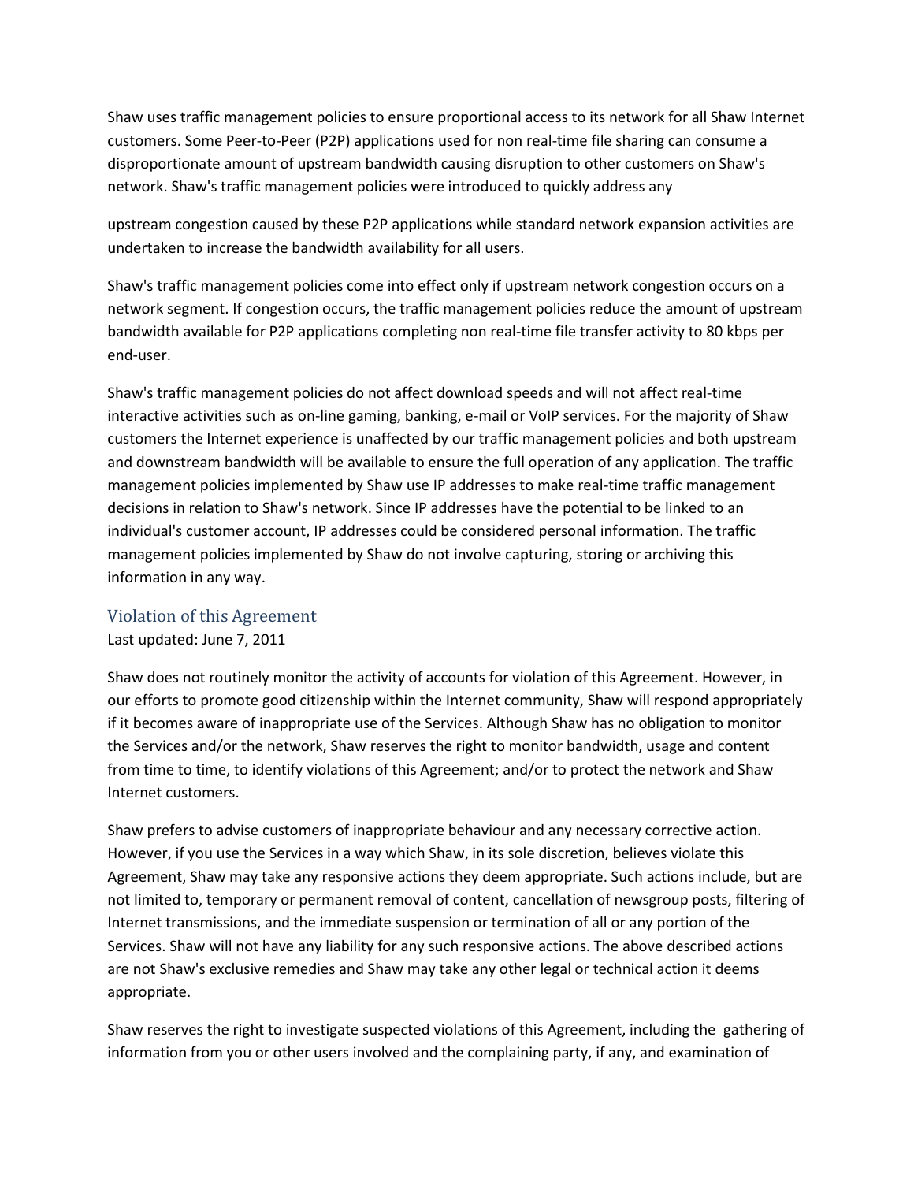Shaw uses traffic management policies to ensure proportional access to its network for all Shaw Internet customers. Some Peer-to-Peer (P2P) applications used for non real-time file sharing can consume a disproportionate amount of upstream bandwidth causing disruption to other customers on Shaw's network. Shaw's traffic management policies were introduced to quickly address any

upstream congestion caused by these P2P applications while standard network expansion activities are undertaken to increase the bandwidth availability for all users.

Shaw's traffic management policies come into effect only if upstream network congestion occurs on a network segment. If congestion occurs, the traffic management policies reduce the amount of upstream bandwidth available for P2P applications completing non real-time file transfer activity to 80 kbps per end-user.

Shaw's traffic management policies do not affect download speeds and will not affect real-time interactive activities such as on-line gaming, banking, e-mail or VoIP services. For the majority of Shaw customers the Internet experience is unaffected by our traffic management policies and both upstream and downstream bandwidth will be available to ensure the full operation of any application. The traffic management policies implemented by Shaw use IP addresses to make real-time traffic management decisions in relation to Shaw's network. Since IP addresses have the potential to be linked to an individual's customer account, IP addresses could be considered personal information. The traffic management policies implemented by Shaw do not involve capturing, storing or archiving this information in any way.

## Violation of this Agreement

Last updated: June 7, 2011

Shaw does not routinely monitor the activity of accounts for violation of this Agreement. However, in our efforts to promote good citizenship within the Internet community, Shaw will respond appropriately if it becomes aware of inappropriate use of the Services. Although Shaw has no obligation to monitor the Services and/or the network, Shaw reserves the right to monitor bandwidth, usage and content from time to time, to identify violations of this Agreement; and/or to protect the network and Shaw Internet customers.

Shaw prefers to advise customers of inappropriate behaviour and any necessary corrective action. However, if you use the Services in a way which Shaw, in its sole discretion, believes violate this Agreement, Shaw may take any responsive actions they deem appropriate. Such actions include, but are not limited to, temporary or permanent removal of content, cancellation of newsgroup posts, filtering of Internet transmissions, and the immediate suspension or termination of all or any portion of the Services. Shaw will not have any liability for any such responsive actions. The above described actions are not Shaw's exclusive remedies and Shaw may take any other legal or technical action it deems appropriate.

Shaw reserves the right to investigate suspected violations of this Agreement, including the gathering of information from you or other users involved and the complaining party, if any, and examination of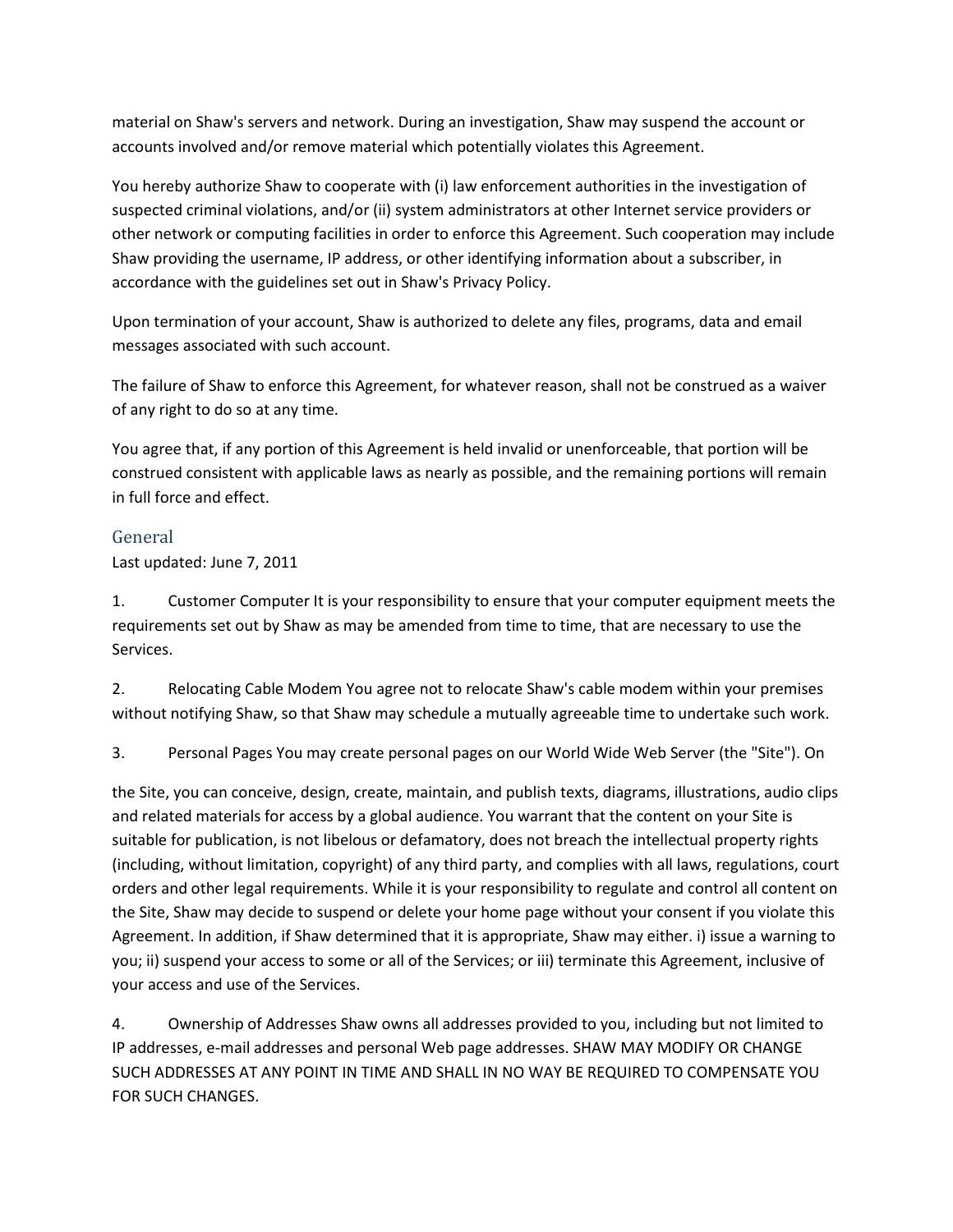material on Shaw's servers and network. During an investigation, Shaw may suspend the account or accounts involved and/or remove material which potentially violates this Agreement.

You hereby authorize Shaw to cooperate with (i) law enforcement authorities in the investigation of suspected criminal violations, and/or (ii) system administrators at other Internet service providers or other network or computing facilities in order to enforce this Agreement. Such cooperation may include Shaw providing the username, IP address, or other identifying information about a subscriber, in accordance with the guidelines set out in Shaw's Privacy Policy.

Upon termination of your account, Shaw is authorized to delete any files, programs, data and email messages associated with such account.

The failure of Shaw to enforce this Agreement, for whatever reason, shall not be construed as a waiver of any right to do so at any time.

You agree that, if any portion of this Agreement is held invalid or unenforceable, that portion will be construed consistent with applicable laws as nearly as possible, and the remaining portions will remain in full force and effect.

## General

Last updated: June 7, 2011

1. Customer Computer It is your responsibility to ensure that your computer equipment meets the requirements set out by Shaw as may be amended from time to time, that are necessary to use the Services.

2. Relocating Cable Modem You agree not to relocate Shaw's cable modem within your premises without notifying Shaw, so that Shaw may schedule a mutually agreeable time to undertake such work.

3. Personal Pages You may create personal pages on our World Wide Web Server (the "Site"). On the Site, you can conceive, design, create, maintain, and publish texts, diagrams, illustrations, audio clips and related materials for access by a global audience. You warrant that the content on your Site is suitable for publication, is not libelous or defamatory, does not breach the intellectual property rights (including, without limitation, copyright) of any third party, and complies with all laws, regulations, court orders and other legal requirements. While it is your responsibility to regulate and control all content on the Site, Shaw may decide to suspend or delete your home page without your consent if you violate this Agreement. In addition, if Shaw determined that it is appropriate, Shaw may either. i) issue a warning to you; ii) suspend your access to some or all of the Services; or iii) terminate this Agreement, inclusive of your access and use of the Services.

4. Ownership of Addresses Shaw owns all addresses provided to you, including but not limited to IP addresses, e-mail addresses and personal Web page addresses. SHAW MAY MODIFY OR CHANGE SUCH ADDRESSES AT ANY POINT IN TIME AND SHALL IN NO WAY BE REQUIRED TO COMPENSATE YOU FOR SUCH CHANGES.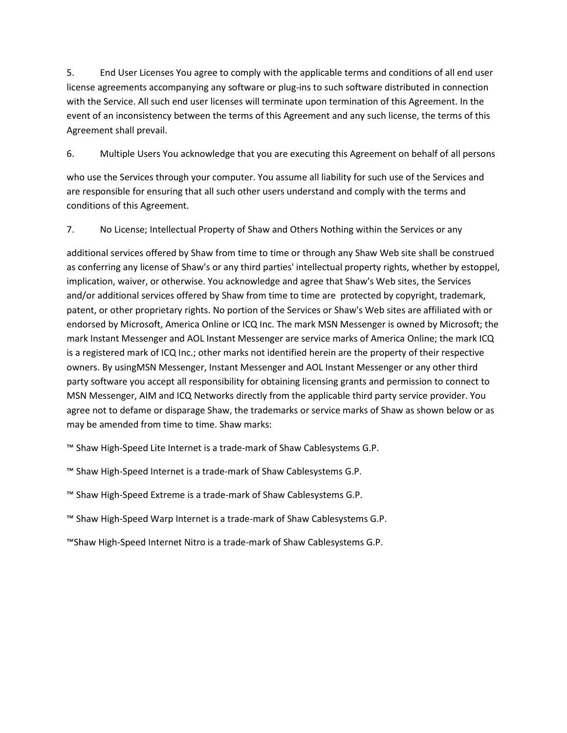5. End User Licenses You agree to comply with the applicable terms and conditions of all end user license agreements accompanying any software or plug-ins to such software distributed in connection with the Service. All such end user licenses will terminate upon termination of this Agreement. In the event of an inconsistency between the terms of this Agreement and any such license, the terms of this Agreement shall prevail.

6. Multiple Users You acknowledge that you are executing this Agreement on behalf of all persons

who use the Services through your computer. You assume all liability for such use of the Services and are responsible for ensuring that all such other users understand and comply with the terms and conditions of this Agreement.

7. No License; Intellectual Property of Shaw and Others Nothing within the Services or any

additional services offered by Shaw from time to time or through any Shaw Web site shall be construed as conferring any license of Shaw's or any third parties' intellectual property rights, whether by estoppel, implication, waiver, or otherwise. You acknowledge and agree that Shaw's Web sites, the Services and/or additional services offered by Shaw from time to time are protected by copyright, trademark, patent, or other proprietary rights. No portion of the Services or Shaw's Web sites are affiliated with or endorsed by Microsoft, America Online or ICQ Inc. The mark MSN Messenger is owned by Microsoft; the mark Instant Messenger and AOL Instant Messenger are service marks of America Online; the mark ICQ is a registered mark of ICQ Inc.; other marks not identified herein are the property of their respective owners. By usingMSN Messenger, Instant Messenger and AOL Instant Messenger or any other third party software you accept all responsibility for obtaining licensing grants and permission to connect to MSN Messenger, AIM and ICQ Networks directly from the applicable third party service provider. You agree not to defame or disparage Shaw, the trademarks or service marks of Shaw as shown below or as may be amended from time to time. Shaw marks:

™ Shaw High-Speed Lite Internet is a trade-mark of Shaw Cablesystems G.P.

™ Shaw High-Speed Internet is a trade-mark of Shaw Cablesystems G.P.

™ Shaw High-Speed Extreme is a trade-mark of Shaw Cablesystems G.P.

™ Shaw High-Speed Warp Internet is a trade-mark of Shaw Cablesystems G.P.

™Shaw High-Speed Internet Nitro is a trade-mark of Shaw Cablesystems G.P.